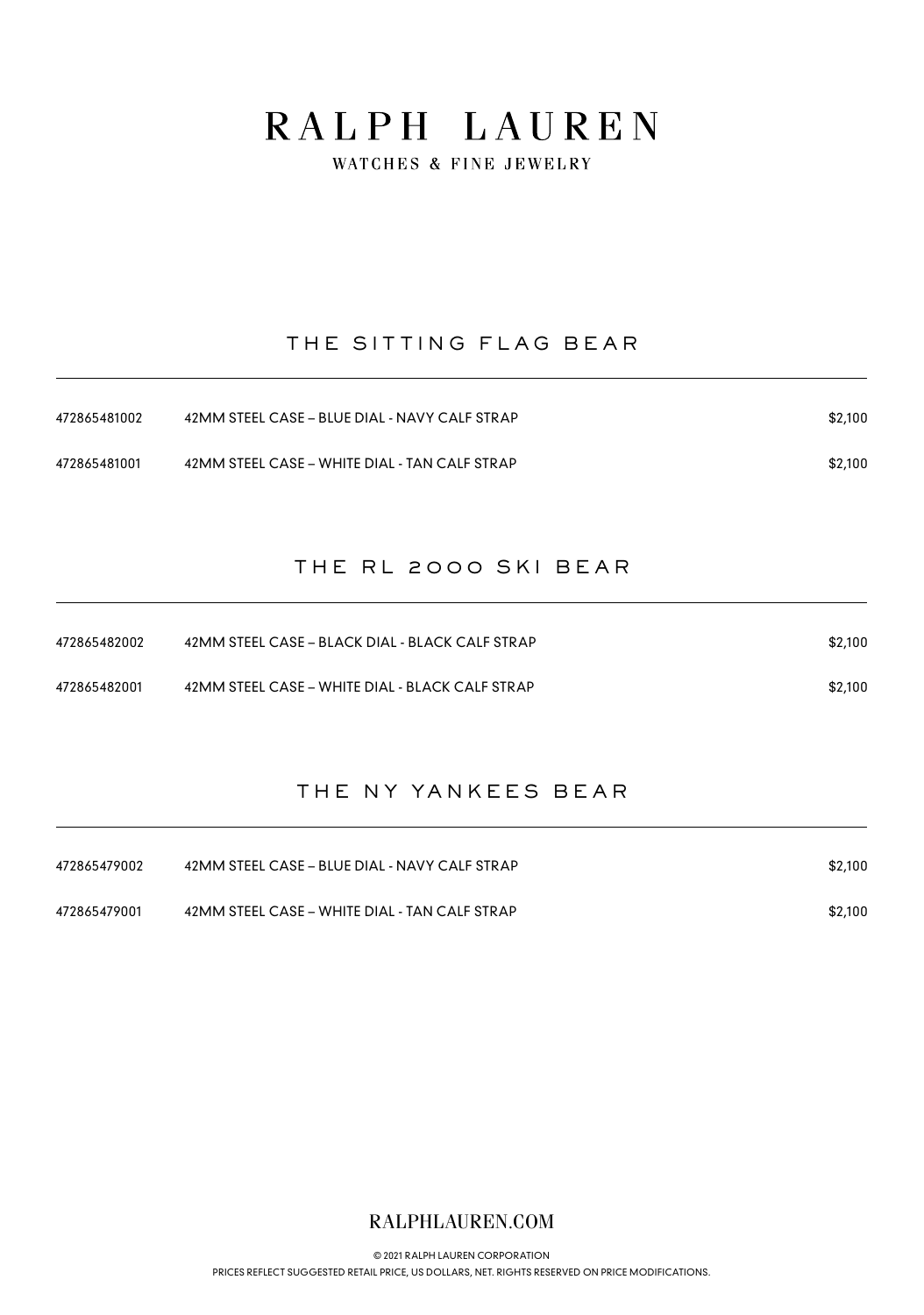# RALPH LAUREN

WATCHES & FINE JEWELRY

## THE SITTING FLAG BEAR

| | | |
|---|---|---|
| 472865481002 | 42MM STEEL CASE – BLUE DIAL - NAVY CALF STRAP | $2,100 |
| 472865481001 | 42MM STEEL CASE – WHITE DIAL - TAN CALF STRAP | $2,100 |

## THE RL 2000 SKI BEAR

| | | |
|---|---|---|
| 472865482002 | 42MM STEEL CASE – BLACK DIAL - BLACK CALF STRAP | $2,100 |
| 472865482001 | 42MM STEEL CASE – WHITE DIAL - BLACK CALF STRAP | $2,100 |

## THE NY YANKEES BEAR

| | | |
|---|---|---|
| 472865479002 | 42MM STEEL CASE – BLUE DIAL - NAVY CALF STRAP | $2,100 |
| 472865479001 | 42MM STEEL CASE – WHITE DIAL - TAN CALF STRAP | $2,100 |

RALPHLAUREN.COM

© 2021 RALPH LAUREN CORPORATION

PRICES REFLECT SUGGESTED RETAIL PRICE, US DOLLARS, NET. RIGHTS RESERVED ON PRICE MODIFICATIONS.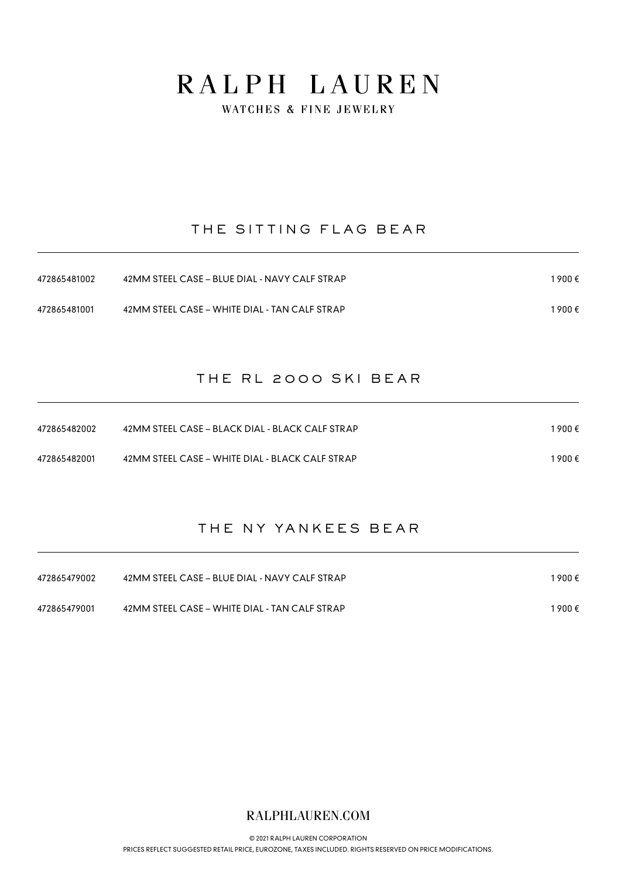# RALPH LAUREN

WATCHES & FINE JEWELRY

## THE SITTING FLAG BEAR

| | | |
|---|---|---|
| 472865481002 | 42MM STEEL CASE – BLUE DIAL - NAVY CALF STRAP | 1 900 € |
| 472865481001 | 42MM STEEL CASE – WHITE DIAL - TAN CALF STRAP | 1 900 € |

## THE RL 2000 SKI BEAR

| | | |
|---|---|---|
| 472865482002 | 42MM STEEL CASE – BLACK DIAL - BLACK CALF STRAP | 1 900 € |
| 472865482001 | 42MM STEEL CASE – WHITE DIAL - BLACK CALF STRAP | 1 900 € |

## THE NY YANKEES BEAR

| | | |
|---|---|---|
| 472865479002 | 42MM STEEL CASE – BLUE DIAL - NAVY CALF STRAP | 1 900 € |
| 472865479001 | 42MM STEEL CASE – WHITE DIAL - TAN CALF STRAP | 1 900 € |

RALPHLAUREN.COM

© 2021 RALPH LAUREN CORPORATION

PRICES REFLECT SUGGESTED RETAIL PRICE, EUROZONE, TAXES INCLUDED. RIGHTS RESERVED ON PRICE MODIFICATIONS.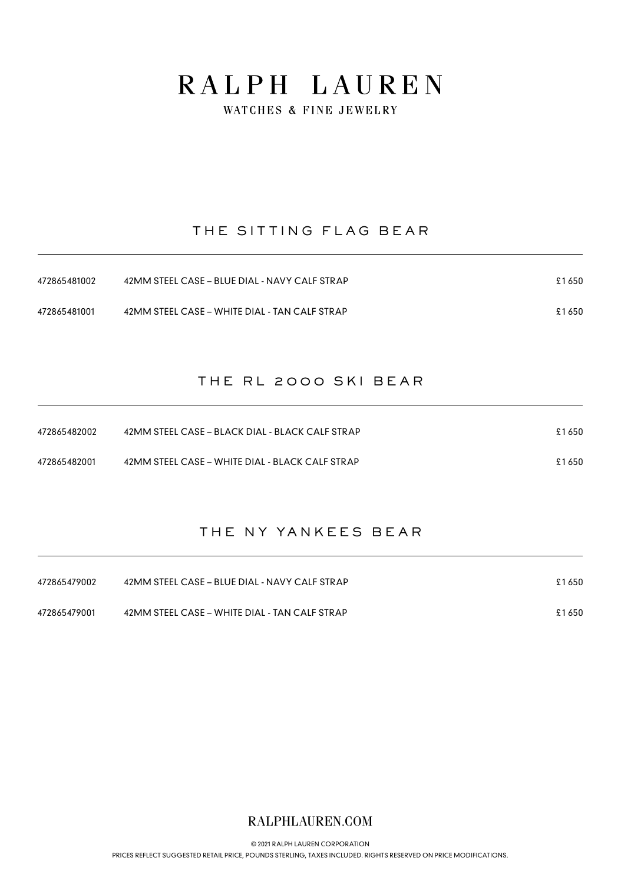# RALPH LAUREN

WATCHES & FINE JEWELRY

## THE SITTING FLAG BEAR

| | | |
|---|---|---|
| 472865481002 | 42MM STEEL CASE – BLUE DIAL - NAVY CALF STRAP | £1 650 |
| 472865481001 | 42MM STEEL CASE – WHITE DIAL - TAN CALF STRAP | £1 650 |

## THE RL 2000 SKI BEAR

| | | |
|---|---|---|
| 472865482002 | 42MM STEEL CASE – BLACK DIAL - BLACK CALF STRAP | £1 650 |
| 472865482001 | 42MM STEEL CASE – WHITE DIAL - BLACK CALF STRAP | £1 650 |

## THE NY YANKEES BEAR

| | | |
|---|---|---|
| 472865479002 | 42MM STEEL CASE – BLUE DIAL - NAVY CALF STRAP | £1 650 |
| 472865479001 | 42MM STEEL CASE – WHITE DIAL - TAN CALF STRAP | £1 650 |

RALPHLAUREN.COM

© 2021 RALPH LAUREN CORPORATION

PRICES REFLECT SUGGESTED RETAIL PRICE, POUNDS STERLING, TAXES INCLUDED. RIGHTS RESERVED ON PRICE MODIFICATIONS.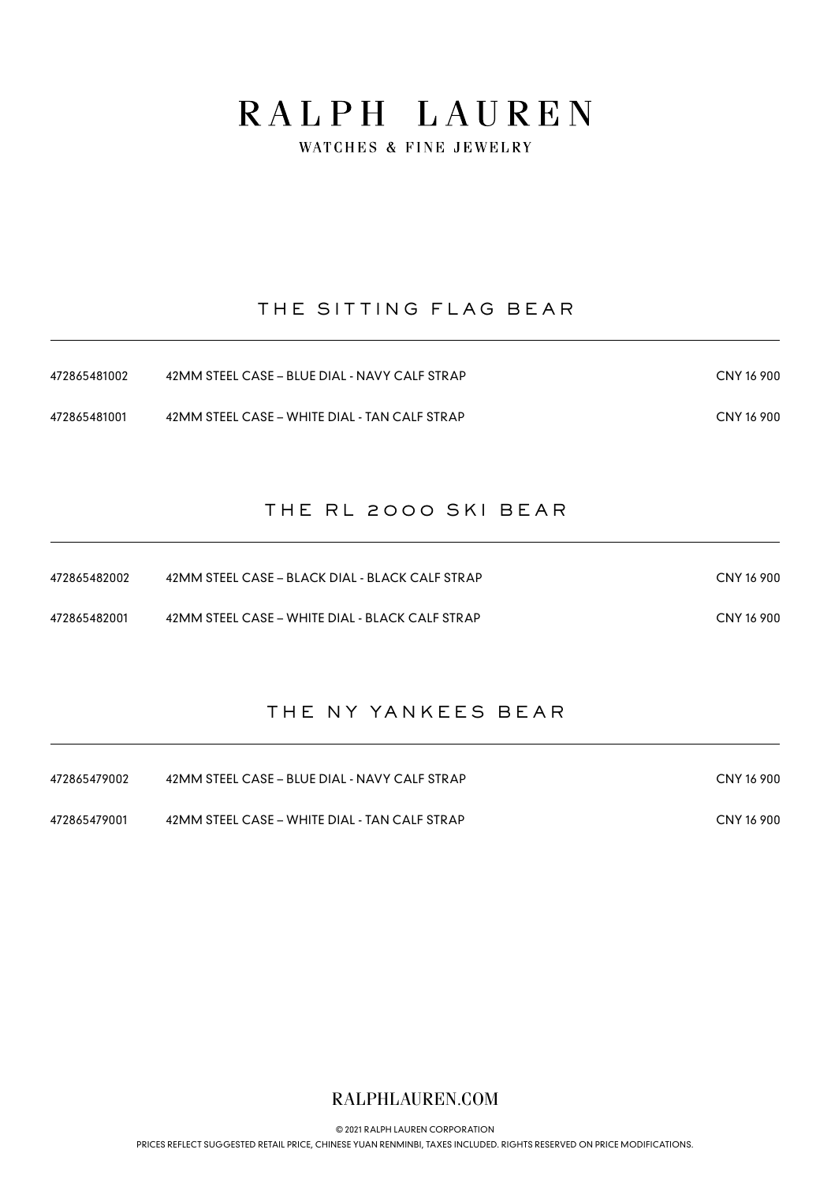# RALPH LAUREN

WATCHES & FINE JEWELRY

## THE SITTING FLAG BEAR

| | | |
|---|---|---|
| 472865481002 | 42MM STEEL CASE – BLUE DIAL - NAVY CALF STRAP | CNY 16 900 |
| 472865481001 | 42MM STEEL CASE – WHITE DIAL - TAN CALF STRAP | CNY 16 900 |

## THE RL 2000 SKI BEAR

| | | |
|---|---|---|
| 472865482002 | 42MM STEEL CASE – BLACK DIAL - BLACK CALF STRAP | CNY 16 900 |
| 472865482001 | 42MM STEEL CASE – WHITE DIAL - BLACK CALF STRAP | CNY 16 900 |

## THE NY YANKEES BEAR

| | | |
|---|---|---|
| 472865479002 | 42MM STEEL CASE – BLUE DIAL - NAVY CALF STRAP | CNY 16 900 |
| 472865479001 | 42MM STEEL CASE – WHITE DIAL - TAN CALF STRAP | CNY 16 900 |

RALPHLAUREN.COM

© 2021 RALPH LAUREN CORPORATION

PRICES REFLECT SUGGESTED RETAIL PRICE, CHINESE YUAN RENMINBI, TAXES INCLUDED. RIGHTS RESERVED ON PRICE MODIFICATIONS.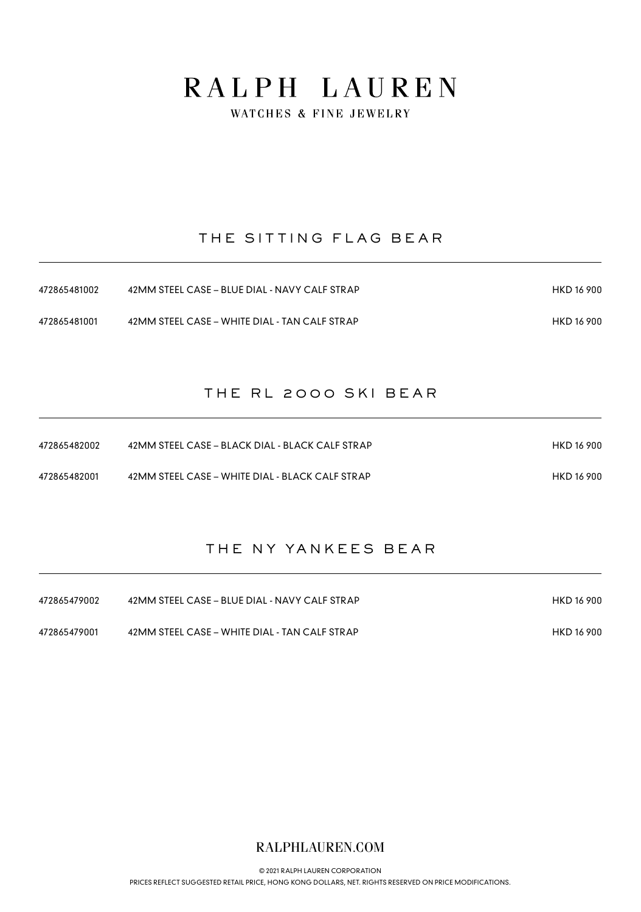# RALPH LAUREN

WATCHES & FINE JEWELRY

## THE SITTING FLAG BEAR

| | | |
|---|---|---|
| 472865481002 | 42MM STEEL CASE – BLUE DIAL - NAVY CALF STRAP | HKD 16 900 |
| 472865481001 | 42MM STEEL CASE – WHITE DIAL - TAN CALF STRAP | HKD 16 900 |

## THE RL 2000 SKI BEAR

| | | |
|---|---|---|
| 472865482002 | 42MM STEEL CASE – BLACK DIAL - BLACK CALF STRAP | HKD 16 900 |
| 472865482001 | 42MM STEEL CASE – WHITE DIAL - BLACK CALF STRAP | HKD 16 900 |

## THE NY YANKEES BEAR

| | | |
|---|---|---|
| 472865479002 | 42MM STEEL CASE – BLUE DIAL - NAVY CALF STRAP | HKD 16 900 |
| 472865479001 | 42MM STEEL CASE – WHITE DIAL - TAN CALF STRAP | HKD 16 900 |

RALPHLAUREN.COM

© 2021 RALPH LAUREN CORPORATION

PRICES REFLECT SUGGESTED RETAIL PRICE, HONG KONG DOLLARS, NET. RIGHTS RESERVED ON PRICE MODIFICATIONS.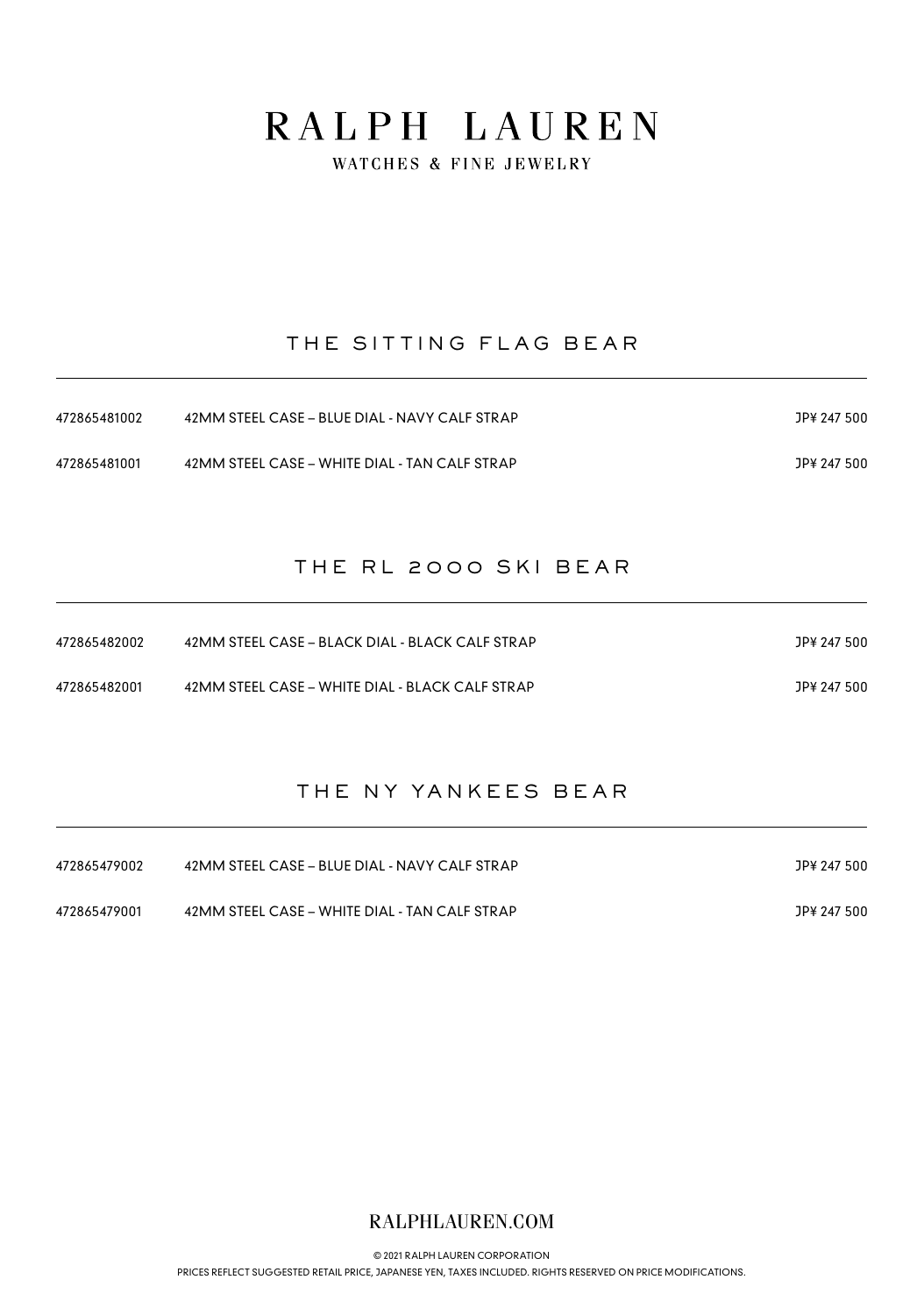# RALPH LAUREN

WATCHES & FINE JEWELRY

## THE SITTING FLAG BEAR

| | | |
|---|---|---|
| 472865481002 | 42MM STEEL CASE – BLUE DIAL - NAVY CALF STRAP | JP¥ 247 500 |
| 472865481001 | 42MM STEEL CASE – WHITE DIAL - TAN CALF STRAP | JP¥ 247 500 |

## THE RL 2000 SKI BEAR

| | | |
|---|---|---|
| 472865482002 | 42MM STEEL CASE – BLACK DIAL - BLACK CALF STRAP | JP¥ 247 500 |
| 472865482001 | 42MM STEEL CASE – WHITE DIAL - BLACK CALF STRAP | JP¥ 247 500 |

## THE NY YANKEES BEAR

| | | |
|---|---|---|
| 472865479002 | 42MM STEEL CASE – BLUE DIAL - NAVY CALF STRAP | JP¥ 247 500 |
| 472865479001 | 42MM STEEL CASE – WHITE DIAL - TAN CALF STRAP | JP¥ 247 500 |

RALPHLAUREN.COM

© 2021 RALPH LAUREN CORPORATION

PRICES REFLECT SUGGESTED RETAIL PRICE, JAPANESE YEN, TAXES INCLUDED. RIGHTS RESERVED ON PRICE MODIFICATIONS.